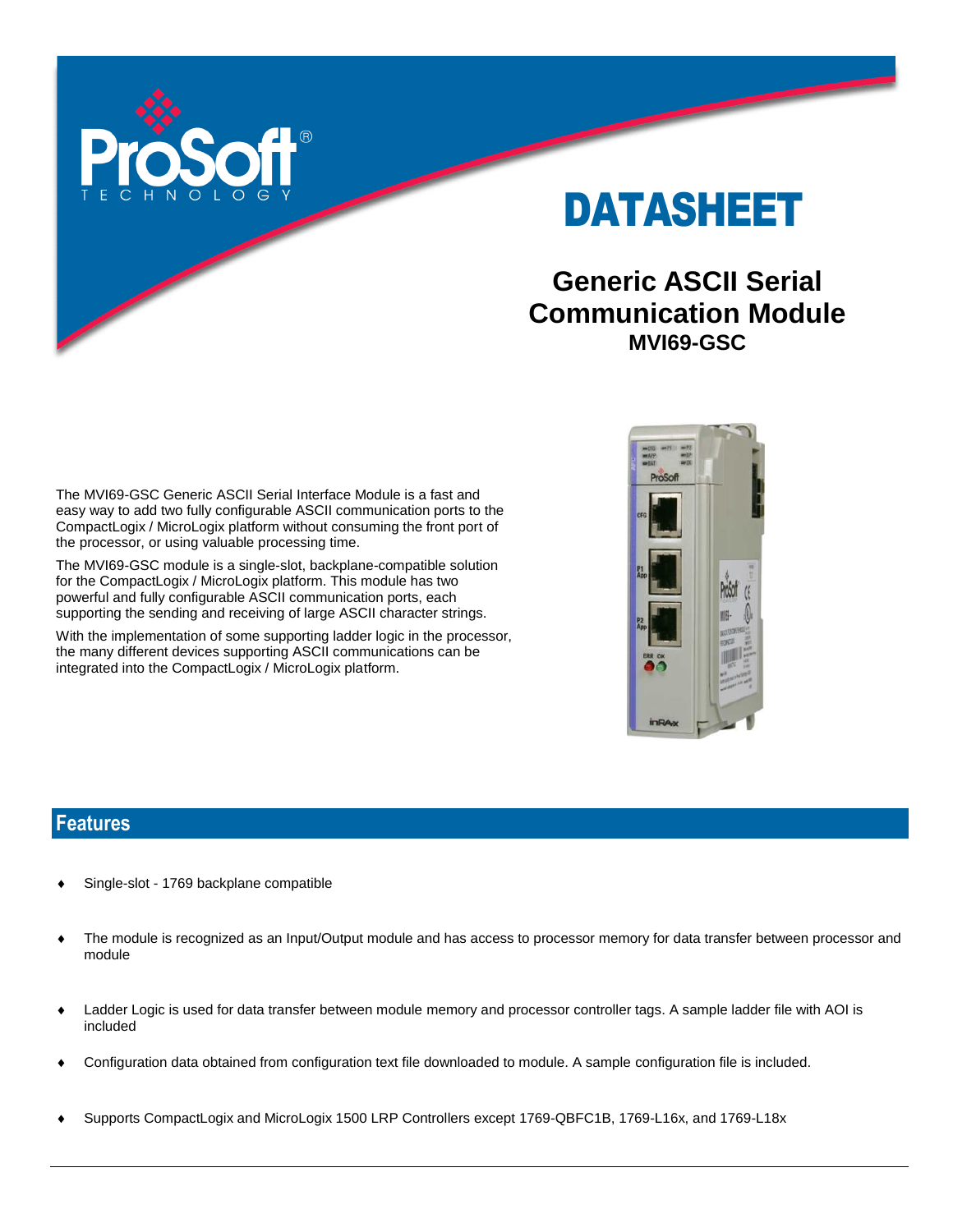# DATASHEET

## Generic ASCII Serial Communication Module

**MVI69-GSC**

The MVI69-GSC Generic ASCII Serial Interface Module is a fast and easy way to add two fully configurable ASCII communication ports to the CompactLogix / MicroLogix platform without consuming the front port of the processor, or using valuable processing time.

The MVI69-GSC module is a single-slot, backplane-compatible solution for the CompactLogix / MicroLogix platform. This module has two powerful and fully configurable ASCII communication ports, each supporting the sending and receiving of large ASCII character strings.

With the implementation of some supporting ladder logic in the processor, the many different devices supporting ASCII communications can be integrated into the CompactLogix / MicroLogix platform.

## Features

- Single-slot - 1769 backplane compatible
- The module is recognized as an Input/Output module and has access to processor memory for data transfer between processor and module
- Ladder Logic is used for data transfer between module memory and processor controller tags. A sample ladder file with AOI is included
- Configuration data obtained from configuration text file downloaded to module. A sample configuration file is included.
- Supports CompactLogix and MicroLogix 1500 LRP Controllers except 1769-QBFC1B, 1769-L16x, and 1769-L18x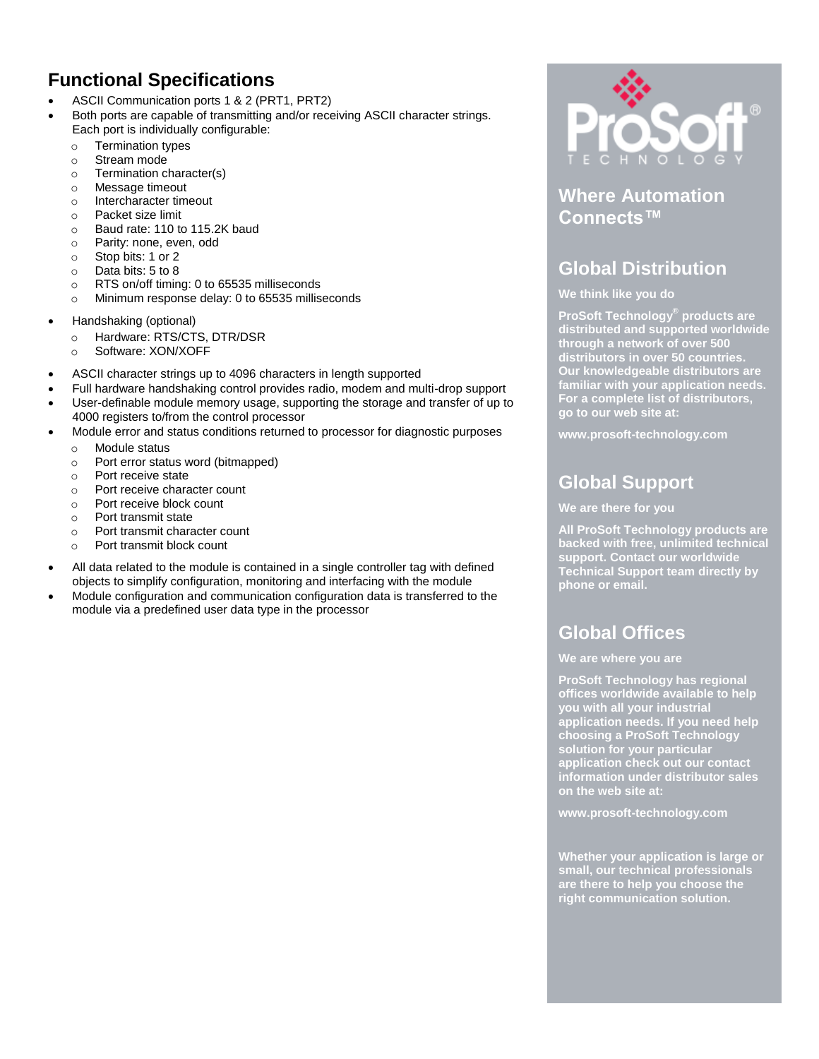## Functional Specifications

- ASCII Communication ports 1 & 2 (PRT1, PRT2)
- Both ports are capable of transmitting and/or receiving ASCII character strings. Each port is individually configurable:
  - Termination types
  - Stream mode
  - Termination character(s)
  - Message timeout
  - Intercharacter timeout
  - Packet size limit
  - Baud rate: 110 to 115.2K baud
  - Parity: none, even, odd
  - Stop bits: 1 or 2
  - Data bits: 5 to 8
  - RTS on/off timing: 0 to 65535 milliseconds
  - Minimum response delay: 0 to 65535 milliseconds
- Handshaking (optional)
  - Hardware: RTS/CTS, DTR/DSR
  - Software: XON/XOFF
- ASCII character strings up to 4096 characters in length supported
- Full hardware handshaking control provides radio, modem and multi-drop support
- User-definable module memory usage, supporting the storage and transfer of up to 4000 registers to/from the control processor
- Module error and status conditions returned to processor for diagnostic purposes
  - Module status
  - Port error status word (bitmapped)
  - Port receive state
  - Port receive character count
  - Port receive block count
  - Port transmit state
  - Port transmit character count
  - Port transmit block count
- All data related to the module is contained in a single controller tag with defined objects to simplify configuration, monitoring and interfacing with the module
- Module configuration and communication configuration data is transferred to the module via a predefined user data type in the processor

ProSoft® TECHNOLOGY

## Where Automation Connects™

## Global Distribution

**We think like you do**

**ProSoft Technology® products are distributed and supported worldwide through a network of over 500 distributors in over 50 countries. Our knowledgeable distributors are familiar with your application needs. For a complete list of distributors, go to our web site at:**

**www.prosoft-technology.com**

## Global Support

**We are there for you**

**All ProSoft Technology products are backed with free, unlimited technical support. Contact our worldwide Technical Support team directly by phone or email.**

## Global Offices

**We are where you are**

**ProSoft Technology has regional offices worldwide available to help you with all your industrial application needs. If you need help choosing a ProSoft Technology solution for your particular application check out our contact information under distributor sales on the web site at:**

**www.prosoft-technology.com**

**Whether your application is large or small, our technical professionals are there to help you choose the right communication solution.**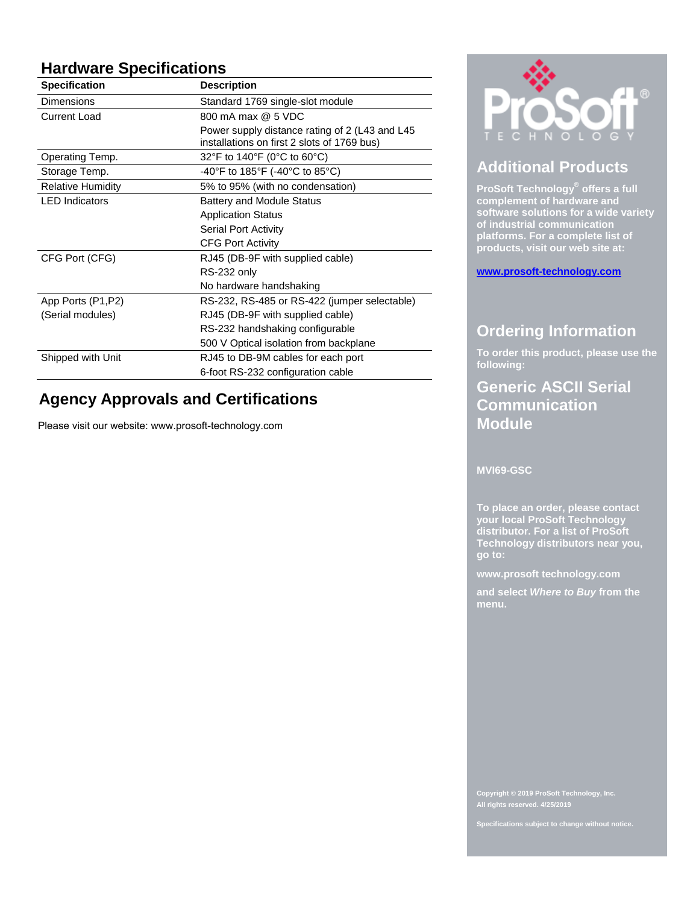## Hardware Specifications

| Specification | Description |
|---|---|
| Dimensions | Standard 1769 single-slot module |
| Current Load | 800 mA max @ 5 VDC<br>Power supply distance rating of 2 (L43 and L45 installations on first 2 slots of 1769 bus) |
| Operating Temp. | 32°F to 140°F (0°C to 60°C) |
| Storage Temp. | -40°F to 185°F (-40°C to 85°C) |
| Relative Humidity | 5% to 95% (with no condensation) |
| LED Indicators | Battery and Module Status<br>Application Status<br>Serial Port Activity<br>CFG Port Activity |
| CFG Port (CFG) | RJ45 (DB-9F with supplied cable)<br>RS-232 only<br>No hardware handshaking |
| App Ports (P1,P2)<br>(Serial modules) | RS-232, RS-485 or RS-422 (jumper selectable)<br>RJ45 (DB-9F with supplied cable)<br>RS-232 handshaking configurable<br>500 V Optical isolation from backplane |
| Shipped with Unit | RJ45 to DB-9M cables for each port<br>6-foot RS-232 configuration cable |

## Agency Approvals and Certifications

Please visit our website: www.prosoft-technology.com

ProSoft TECHNOLOGY

## Additional Products

**ProSoft Technology® offers a full complement of hardware and software solutions for a wide variety of industrial communication platforms. For a complete list of products, visit our web site at:**

**www.prosoft-technology.com**

## Ordering Information

**To order this product, please use the following:**

## Generic ASCII Serial Communication Module

**MVI69-GSC**

**To place an order, please contact your local ProSoft Technology distributor. For a list of ProSoft Technology distributors near you, go to:**

**www.prosoft technology.com**

**and select *Where to Buy* from the menu.**

Copyright © 2019 ProSoft Technology, Inc.
All rights reserved. 4/25/2019

Specifications subject to change without notice.